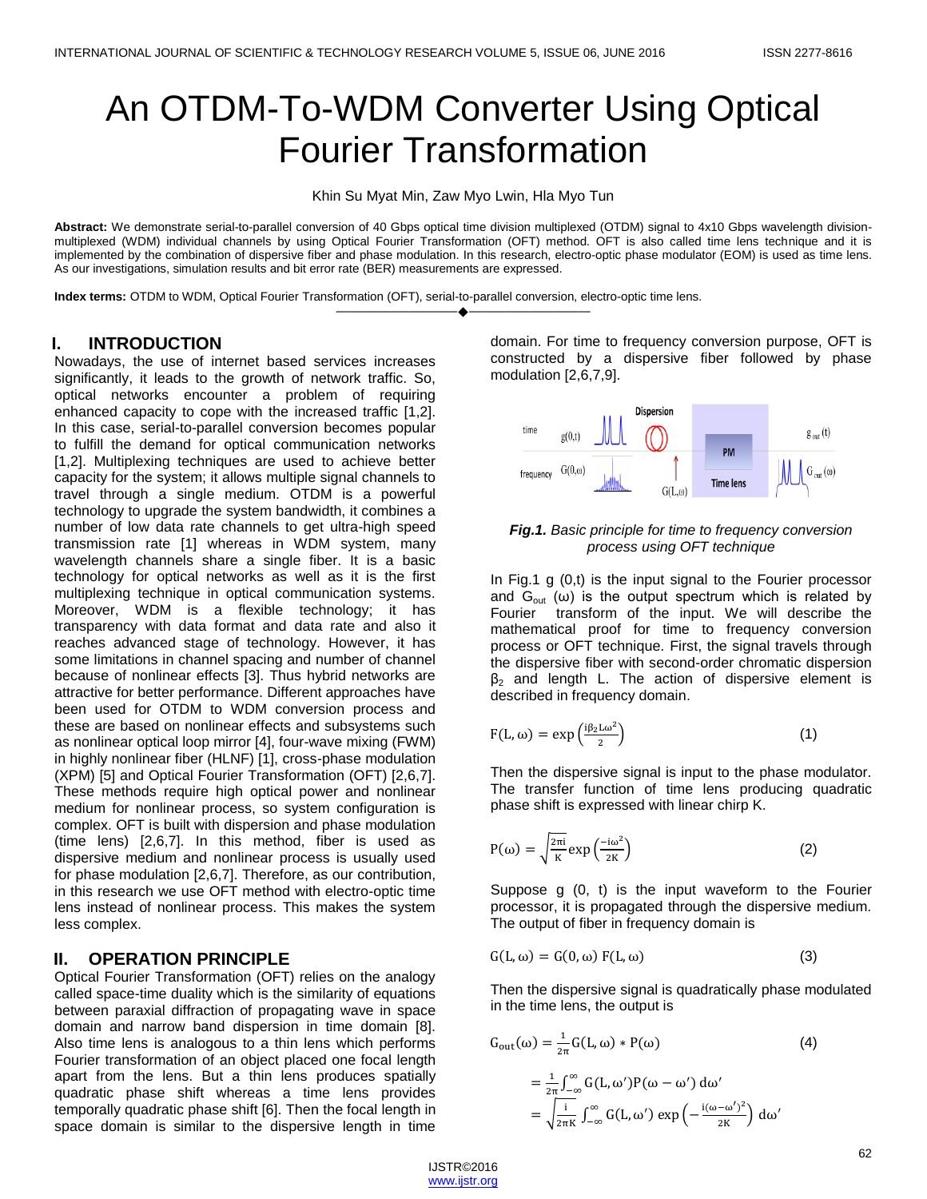# An OTDM-To-WDM Converter Using Optical Fourier Transformation

Khin Su Myat Min, Zaw Myo Lwin, Hla Myo Tun

**Abstract:** We demonstrate serial-to-parallel conversion of 40 Gbps optical time division multiplexed (OTDM) signal to 4x10 Gbps wavelength division-multiplexed (WDM) individual channels by using Optical Fourier Transformation (OFT) method. OFT is also called time lens technique and it is implemented by the combination of dispersive fiber and phase modulation. In this research, electro-optic phase modulator (EOM) is used as time lens. As our investigations, simulation results and bit error rate (BER) measurements are expressed.

**Index terms:** OTDM to WDM, Optical Fourier Transformation (OFT), serial-to-parallel conversion, electro-optic time lens.

## I. INTRODUCTION

Nowadays, the use of internet based services increases significantly, it leads to the growth of network traffic. So, optical networks encounter a problem of requiring enhanced capacity to cope with the increased traffic [1,2]. In this case, serial-to-parallel conversion becomes popular to fulfill the demand for optical communication networks [1,2]. Multiplexing techniques are used to achieve better capacity for the system; it allows multiple signal channels to travel through a single medium. OTDM is a powerful technology to upgrade the system bandwidth, it combines a number of low data rate channels to get ultra-high speed transmission rate [1] whereas in WDM system, many wavelength channels share a single fiber. It is a basic technology for optical networks as well as it is the first multiplexing technique in optical communication systems. Moreover, WDM is a flexible technology; it has transparency with data format and data rate and also it reaches advanced stage of technology. However, it has some limitations in channel spacing and number of channel because of nonlinear effects [3]. Thus hybrid networks are attractive for better performance. Different approaches have been used for OTDM to WDM conversion process and these are based on nonlinear effects and subsystems such as nonlinear optical loop mirror [4], four-wave mixing (FWM) in highly nonlinear fiber (HLNF) [1], cross-phase modulation (XPM) [5] and Optical Fourier Transformation (OFT) [2,6,7]. These methods require high optical power and nonlinear medium for nonlinear process, so system configuration is complex. OFT is built with dispersion and phase modulation (time lens) [2,6,7]. In this method, fiber is used as dispersive medium and nonlinear process is usually used for phase modulation [2,6,7]. Therefore, as our contribution, in this research we use OFT method with electro-optic time lens instead of nonlinear process. This makes the system less complex.

## II. OPERATION PRINCIPLE

Optical Fourier Transformation (OFT) relies on the analogy called space-time duality which is the similarity of equations between paraxial diffraction of propagating wave in space domain and narrow band dispersion in time domain [8]. Also time lens is analogous to a thin lens which performs Fourier transformation of an object placed one focal length apart from the lens. But a thin lens produces spatially quadratic phase shift whereas a time lens provides temporally quadratic phase shift [6]. Then the focal length in space domain is similar to the dispersive length in time domain. For time to frequency conversion purpose, OFT is constructed by a dispersive fiber followed by phase modulation [2,6,7,9].

***Fig.1.*** *Basic principle for time to frequency conversion process using OFT technique*

In Fig.1 g (0,t) is the input signal to the Fourier processor and $G_{out}$ (ω) is the output spectrum which is related by Fourier transform of the input. We will describe the mathematical proof for time to frequency conversion process or OFT technique. First, the signal travels through the dispersive fiber with second-order chromatic dispersion $\beta_2$ and length L. The action of dispersive element is described in frequency domain.

$$F(L,\omega) = \exp\left(\frac{i\beta_2 L\omega^2}{2}\right) \tag{1}$$

Then the dispersive signal is input to the phase modulator. The transfer function of time lens producing quadratic phase shift is expressed with linear chirp K.

$$P(\omega) = \sqrt{\frac{2\pi i}{K}}\exp\left(\frac{-i\omega^2}{2K}\right) \tag{2}$$

Suppose g (0, t) is the input waveform to the Fourier processor, it is propagated through the dispersive medium. The output of fiber in frequency domain is

$$G(L,\omega) = G(0,\omega)\,F(L,\omega) \tag{3}$$

Then the dispersive signal is quadratically phase modulated in the time lens, the output is

$$G_{out}(\omega) = \frac{1}{2\pi}G(L,\omega) * P(\omega) \tag{4}$$

$$= \frac{1}{2\pi}\int_{-\infty}^{\infty} G(L,\omega')P(\omega-\omega')\,d\omega'$$

$$= \sqrt{\frac{i}{2\pi K}}\int_{-\infty}^{\infty} G(L,\omega')\exp\left(-\frac{i(\omega-\omega')^2}{2K}\right)d\omega'$$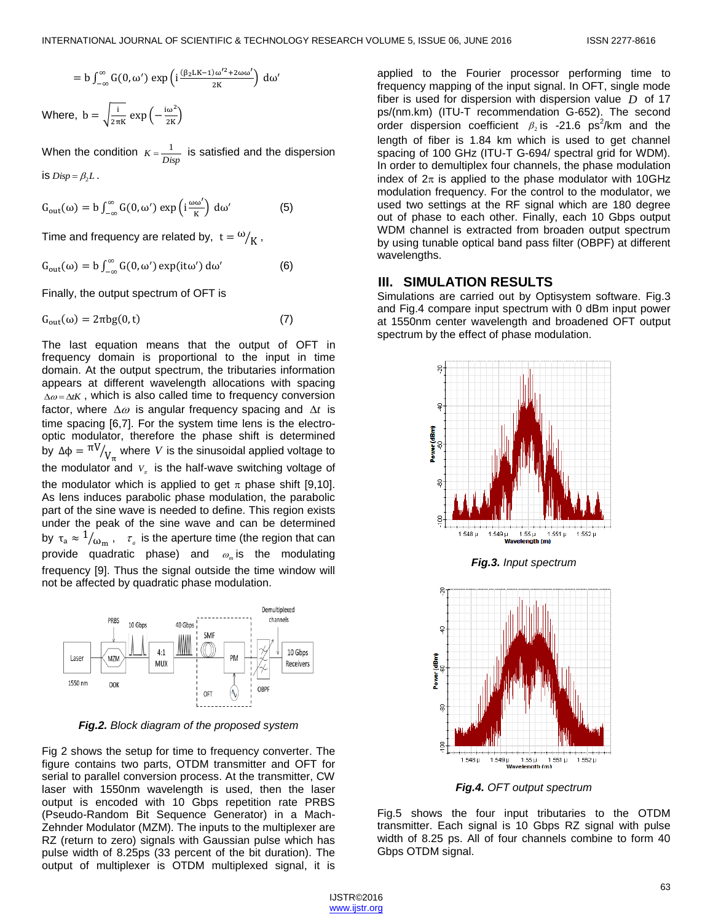$$= b \int_{-\infty}^{\infty} G(0,\omega') \exp\left(i \frac{(\beta_2 LK - 1)\omega'^2 + 2\omega\omega'}{2K}\right) d\omega'$$

Where, $b = \sqrt{\frac{i}{2\pi K}} \exp\left(-\frac{i\omega^2}{2K}\right)$

When the condition $K = \frac{1}{Disp}$ is satisfied and the dispersion is $Disp = \beta_2 L$.

$$G_{out}(\omega) = b \int_{-\infty}^{\infty} G(0,\omega') \exp\left(i \frac{\omega\omega'}{K}\right) d\omega' \quad (5)$$

Time and frequency are related by, $t = \omega/K$,

$$G_{out}(\omega) = b \int_{-\infty}^{\infty} G(0,\omega') \exp(it\omega') d\omega' \quad (6)$$

Finally, the output spectrum of OFT is

$$G_{out}(\omega) = 2\pi b g(0,t) \quad (7)$$

The last equation means that the output of OFT in frequency domain is proportional to the input in time domain. At the output spectrum, the tributaries information appears at different wavelength allocations with spacing $\Delta\omega = \Delta t K$, which is also called time to frequency conversion factor, where $\Delta\omega$ is angular frequency spacing and $\Delta t$ is time spacing [6,7]. For the system time lens is the electro-optic modulator, therefore the phase shift is determined by $\Delta\phi = \pi V / V_\pi$ where $V$ is the sinusoidal applied voltage to the modulator and $V_\pi$ is the half-wave switching voltage of the modulator which is applied to get $\pi$ phase shift [9,10]. As lens induces parabolic phase modulation, the parabolic part of the sine wave is needed to define. This region exists under the peak of the sine wave and can be determined by $\tau_a \approx 1/\omega_m$, $\tau_a$ is the aperture time (the region that can provide quadratic phase) and $\omega_m$ is the modulating frequency [9]. Thus the signal outside the time window will not be affected by quadratic phase modulation.

***Fig.2.*** *Block diagram of the proposed system*

Fig 2 shows the setup for time to frequency converter. The figure contains two parts, OTDM transmitter and OFT for serial to parallel conversion process. At the transmitter, CW laser with 1550nm wavelength is used, then the laser output is encoded with 10 Gbps repetition rate PRBS (Pseudo-Random Bit Sequence Generator) in a Mach-Zehnder Modulator (MZM). The inputs to the multiplexer are RZ (return to zero) signals with Gaussian pulse which has pulse width of 8.25ps (33 percent of the bit duration). The output of multiplexer is OTDM multiplexed signal, it is applied to the Fourier processor performing time to frequency mapping of the input signal. In OFT, single mode fiber is used for dispersion with dispersion value $D$ of 17 ps/(nm.km) (ITU-T recommendation G-652). The second order dispersion coefficient $\beta_2$ is -21.6 ps$^2$/km and the length of fiber is 1.84 km which is used to get channel spacing of 100 GHz (ITU-T G-694/ spectral grid for WDM). In order to demultiplex four channels, the phase modulation index of $2\pi$ is applied to the phase modulator with 10GHz modulation frequency. For the control to the modulator, we used two settings at the RF signal which are 180 degree out of phase to each other. Finally, each 10 Gbps output WDM channel is extracted from broaden output spectrum by using tunable optical band pass filter (OBPF) at different wavelengths.

## III. SIMULATION RESULTS

Simulations are carried out by Optisystem software. Fig.3 and Fig.4 compare input spectrum with 0 dBm input power at 1550nm center wavelength and broadened OFT output spectrum by the effect of phase modulation.

***Fig.3.*** *Input spectrum*

***Fig.4.*** *OFT output spectrum*

Fig.5 shows the four input tributaries to the OTDM transmitter. Each signal is 10 Gbps RZ signal with pulse width of 8.25 ps. All of four channels combine to form 40 Gbps OTDM signal.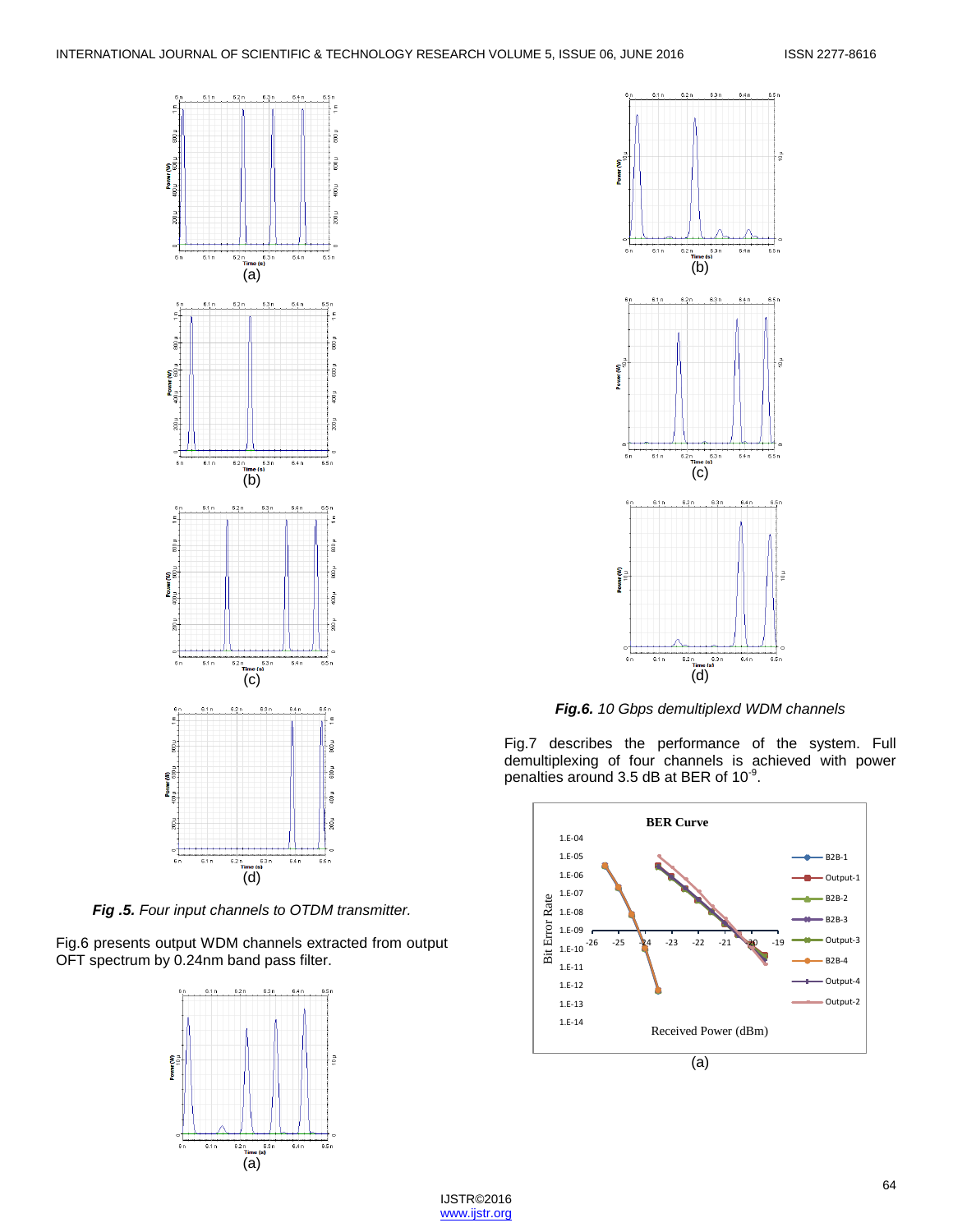(a)

(b)

(c)

(d)

***Fig .5.*** *Four input channels to OTDM transmitter.*

Fig.6 presents output WDM channels extracted from output OFT spectrum by 0.24nm band pass filter.

(a)

(b)

(c)

(d)

***Fig.6.*** *10 Gbps demultiplexd WDM channels*

Fig.7 describes the performance of the system. Full demultiplexing of four channels is achieved with power penalties around 3.5 dB at BER of $10^{-9}$.

(a)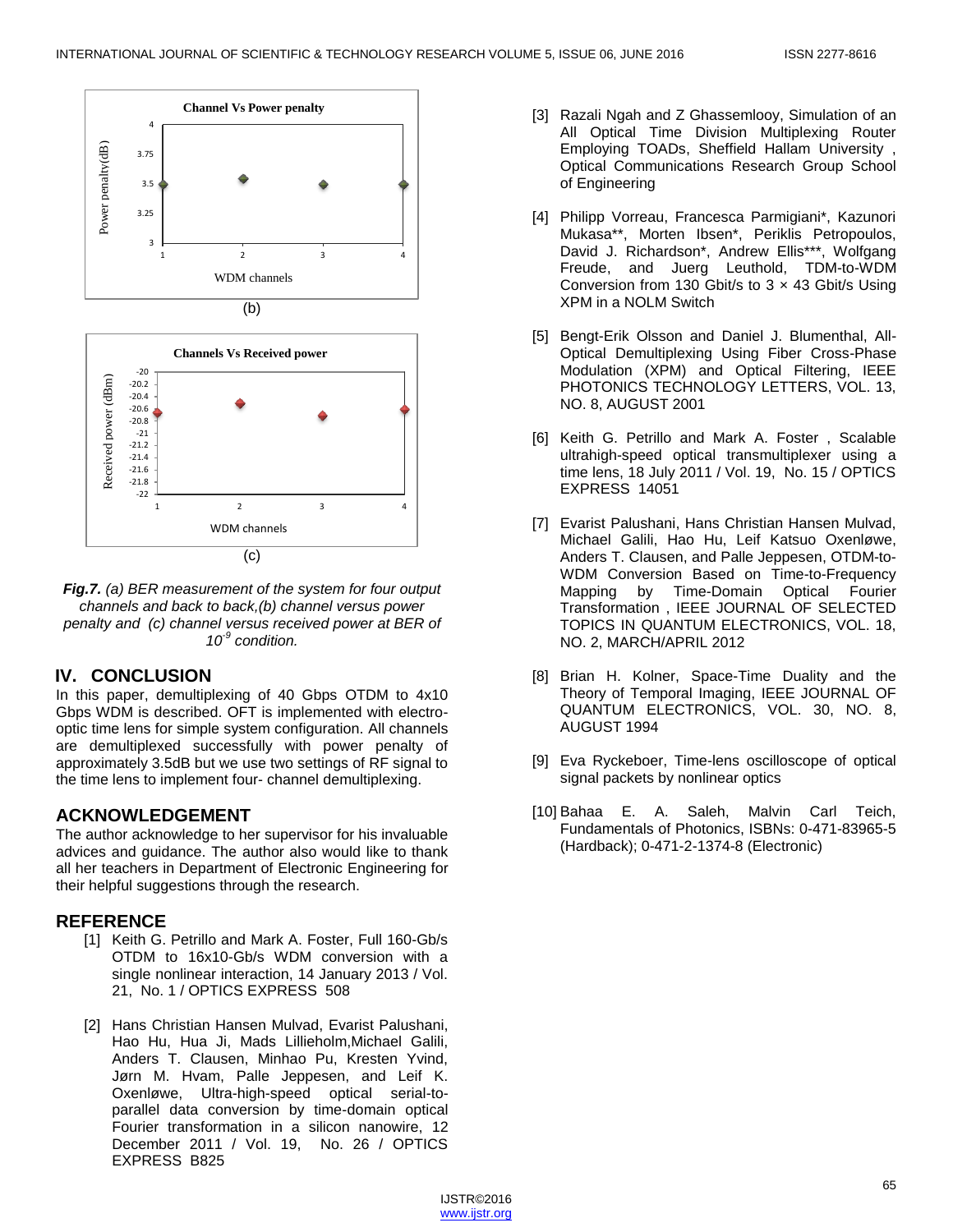Channel Vs Power penalty

Power penalty(dB)

4
3.75
3.5
3.25
3

1 2 3 4

WDM channels

(b)

Channels Vs Received power

Received power (dBm)

-20
-20.2
-20.4
-20.6
-20.8
-21
-21.2
-21.4
-21.6
-21.8
-22

1 2 3 4

WDM channels

(c)

***Fig.7.*** *(a) BER measurement of the system for four output channels and back to back,(b) channel versus power penalty and (c) channel versus received power at BER of $10^{-9}$ condition.*

## IV. CONCLUSION

In this paper, demultiplexing of 40 Gbps OTDM to 4x10 Gbps WDM is described. OFT is implemented with electro-optic time lens for simple system configuration. All channels are demultiplexed successfully with power penalty of approximately 3.5dB but we use two settings of RF signal to the time lens to implement four- channel demultiplexing.

## ACKNOWLEDGEMENT

The author acknowledge to her supervisor for his invaluable advices and guidance. The author also would like to thank all her teachers in Department of Electronic Engineering for their helpful suggestions through the research.

## REFERENCE

[1] Keith G. Petrillo and Mark A. Foster, Full 160-Gb/s OTDM to 16x10-Gb/s WDM conversion with a single nonlinear interaction, 14 January 2013 / Vol. 21, No. 1 / OPTICS EXPRESS 508

[2] Hans Christian Hansen Mulvad, Evarist Palushani, Hao Hu, Hua Ji, Mads Lillieholm,Michael Galili, Anders T. Clausen, Minhao Pu, Kresten Yvind, Jørn M. Hvam, Palle Jeppesen, and Leif K. Oxenløwe, Ultra-high-speed optical serial-to-parallel data conversion by time-domain optical Fourier transformation in a silicon nanowire, 12 December 2011 / Vol. 19, No. 26 / OPTICS EXPRESS B825

[3] Razali Ngah and Z Ghassemlooy, Simulation of an All Optical Time Division Multiplexing Router Employing TOADs, Sheffield Hallam University , Optical Communications Research Group School of Engineering

[4] Philipp Vorreau, Francesca Parmigiani*, Kazunori Mukasa**, Morten Ibsen*, Periklis Petropoulos, David J. Richardson*, Andrew Ellis***, Wolfgang Freude, and Juerg Leuthold, TDM-to-WDM Conversion from 130 Gbit/s to 3 × 43 Gbit/s Using XPM in a NOLM Switch

[5] Bengt-Erik Olsson and Daniel J. Blumenthal, All-Optical Demultiplexing Using Fiber Cross-Phase Modulation (XPM) and Optical Filtering, IEEE PHOTONICS TECHNOLOGY LETTERS, VOL. 13, NO. 8, AUGUST 2001

[6] Keith G. Petrillo and Mark A. Foster , Scalable ultrahigh-speed optical transmultiplexer using a time lens, 18 July 2011 / Vol. 19, No. 15 / OPTICS EXPRESS 14051

[7] Evarist Palushani, Hans Christian Hansen Mulvad, Michael Galili, Hao Hu, Leif Katsuo Oxenløwe, Anders T. Clausen, and Palle Jeppesen, OTDM-to-WDM Conversion Based on Time-to-Frequency Mapping by Time-Domain Optical Fourier Transformation , IEEE JOURNAL OF SELECTED TOPICS IN QUANTUM ELECTRONICS, VOL. 18, NO. 2, MARCH/APRIL 2012

[8] Brian H. Kolner, Space-Time Duality and the Theory of Temporal Imaging, IEEE JOURNAL OF QUANTUM ELECTRONICS, VOL. 30, NO. 8, AUGUST 1994

[9] Eva Ryckeboer, Time-lens oscilloscope of optical signal packets by nonlinear optics

[10] Bahaa E. A. Saleh, Malvin Carl Teich, Fundamentals of Photonics, ISBNs: 0-471-83965-5 (Hardback); 0-471-2-1374-8 (Electronic)